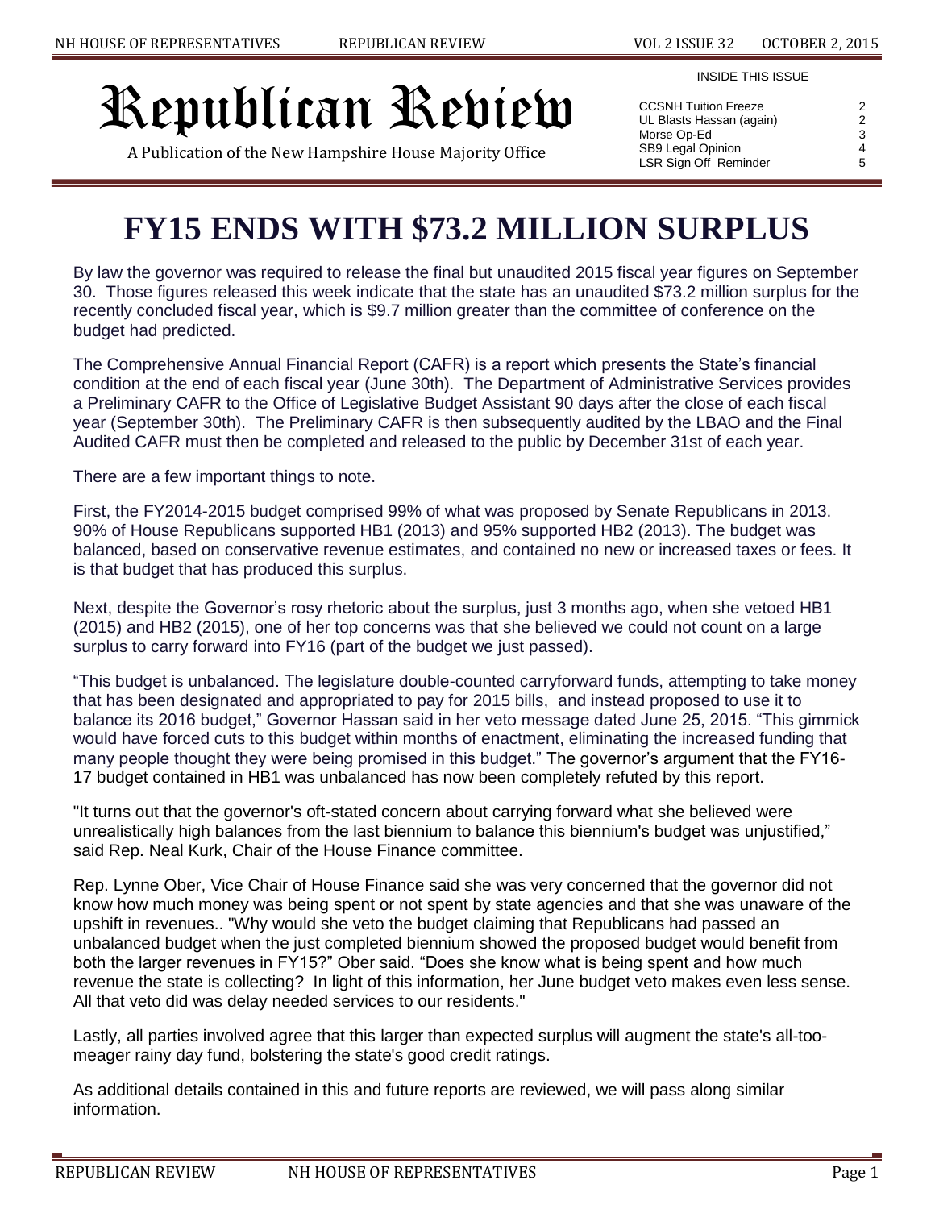# Republican Review

A Publication of the New Hampshire House Majority Office

INSIDE THIS ISSUE

| | |
|---|---|
| CCSNH Tuition Freeze | 2 |
| UL Blasts Hassan (again) | 2 |
| Morse Op-Ed | 3 |
| SB9 Legal Opinion | 4 |
| LSR Sign Off Reminder | 5 |

# FY15 ENDS WITH $73.2 MILLION SURPLUS

By law the governor was required to release the final but unaudited 2015 fiscal year figures on September 30. Those figures released this week indicate that the state has an unaudited $73.2 million surplus for the recently concluded fiscal year, which is $9.7 million greater than the committee of conference on the budget had predicted.

The Comprehensive Annual Financial Report (CAFR) is a report which presents the State's financial condition at the end of each fiscal year (June 30th). The Department of Administrative Services provides a Preliminary CAFR to the Office of Legislative Budget Assistant 90 days after the close of each fiscal year (September 30th). The Preliminary CAFR is then subsequently audited by the LBAO and the Final Audited CAFR must then be completed and released to the public by December 31st of each year.

There are a few important things to note.

First, the FY2014-2015 budget comprised 99% of what was proposed by Senate Republicans in 2013. 90% of House Republicans supported HB1 (2013) and 95% supported HB2 (2013). The budget was balanced, based on conservative revenue estimates, and contained no new or increased taxes or fees. It is that budget that has produced this surplus.

Next, despite the Governor's rosy rhetoric about the surplus, just 3 months ago, when she vetoed HB1 (2015) and HB2 (2015), one of her top concerns was that she believed we could not count on a large surplus to carry forward into FY16 (part of the budget we just passed).

"This budget is unbalanced. The legislature double-counted carryforward funds, attempting to take money that has been designated and appropriated to pay for 2015 bills, and instead proposed to use it to balance its 2016 budget," Governor Hassan said in her veto message dated June 25, 2015. "This gimmick would have forced cuts to this budget within months of enactment, eliminating the increased funding that many people thought they were being promised in this budget." The governor's argument that the FY16-17 budget contained in HB1 was unbalanced has now been completely refuted by this report.

"It turns out that the governor's oft-stated concern about carrying forward what she believed were unrealistically high balances from the last biennium to balance this biennium's budget was unjustified," said Rep. Neal Kurk, Chair of the House Finance committee.

Rep. Lynne Ober, Vice Chair of House Finance said she was very concerned that the governor did not know how much money was being spent or not spent by state agencies and that she was unaware of the upshift in revenues.. "Why would she veto the budget claiming that Republicans had passed an unbalanced budget when the just completed biennium showed the proposed budget would benefit from both the larger revenues in FY15?" Ober said. "Does she know what is being spent and how much revenue the state is collecting? In light of this information, her June budget veto makes even less sense. All that veto did was delay needed services to our residents."

Lastly, all parties involved agree that this larger than expected surplus will augment the state's all-too-meager rainy day fund, bolstering the state's good credit ratings.

As additional details contained in this and future reports are reviewed, we will pass along similar information.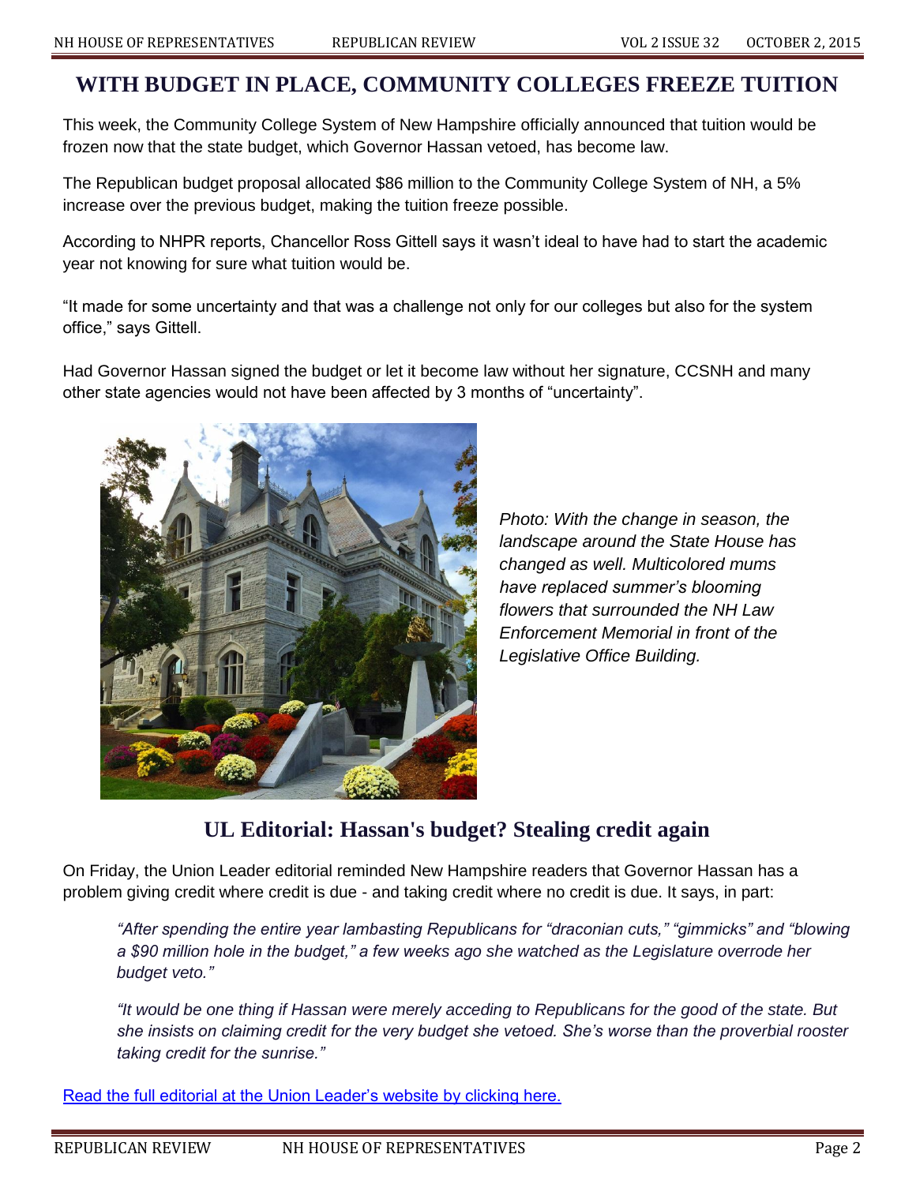## WITH BUDGET IN PLACE, COMMUNITY COLLEGES FREEZE TUITION

This week, the Community College System of New Hampshire officially announced that tuition would be frozen now that the state budget, which Governor Hassan vetoed, has become law.

The Republican budget proposal allocated $86 million to the Community College System of NH, a 5% increase over the previous budget, making the tuition freeze possible.

According to NHPR reports, Chancellor Ross Gittell says it wasn't ideal to have had to start the academic year not knowing for sure what tuition would be.

"It made for some uncertainty and that was a challenge not only for our colleges but also for the system office," says Gittell.

Had Governor Hassan signed the budget or let it become law without her signature, CCSNH and many other state agencies would not have been affected by 3 months of "uncertainty".

*Photo: With the change in season, the landscape around the State House has changed as well. Multicolored mums have replaced summer's blooming flowers that surrounded the NH Law Enforcement Memorial in front of the Legislative Office Building.*

## UL Editorial: Hassan's budget? Stealing credit again

On Friday, the Union Leader editorial reminded New Hampshire readers that Governor Hassan has a problem giving credit where credit is due - and taking credit where no credit is due. It says, in part:

> *"After spending the entire year lambasting Republicans for "draconian cuts," "gimmicks" and "blowing a $90 million hole in the budget," a few weeks ago she watched as the Legislature overrode her budget veto."*
>
> *"It would be one thing if Hassan were merely acceding to Republicans for the good of the state. But she insists on claiming credit for the very budget she vetoed. She's worse than the proverbial rooster taking credit for the sunrise."*

Read the full editorial at the Union Leader's website by clicking here.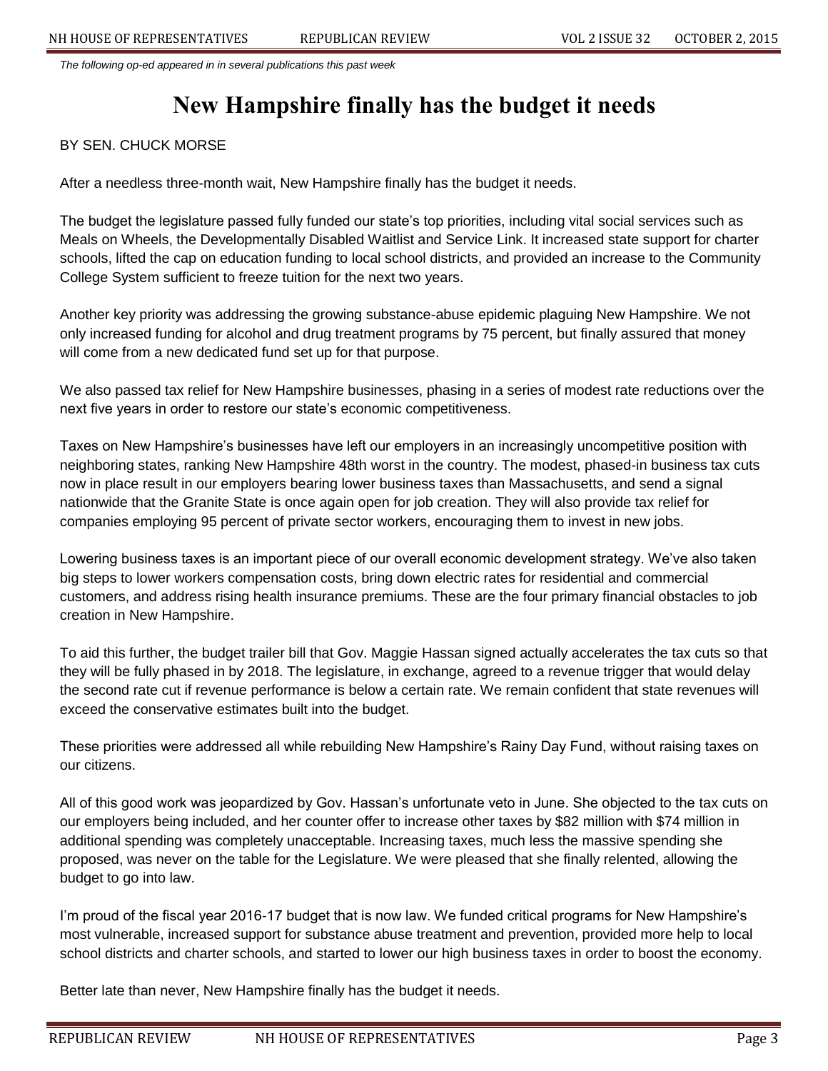*The following op-ed appeared in in several publications this past week*

# New Hampshire finally has the budget it needs

BY SEN. CHUCK MORSE

After a needless three-month wait, New Hampshire finally has the budget it needs.

The budget the legislature passed fully funded our state's top priorities, including vital social services such as Meals on Wheels, the Developmentally Disabled Waitlist and Service Link. It increased state support for charter schools, lifted the cap on education funding to local school districts, and provided an increase to the Community College System sufficient to freeze tuition for the next two years.

Another key priority was addressing the growing substance-abuse epidemic plaguing New Hampshire. We not only increased funding for alcohol and drug treatment programs by 75 percent, but finally assured that money will come from a new dedicated fund set up for that purpose.

We also passed tax relief for New Hampshire businesses, phasing in a series of modest rate reductions over the next five years in order to restore our state's economic competitiveness.

Taxes on New Hampshire's businesses have left our employers in an increasingly uncompetitive position with neighboring states, ranking New Hampshire 48th worst in the country. The modest, phased-in business tax cuts now in place result in our employers bearing lower business taxes than Massachusetts, and send a signal nationwide that the Granite State is once again open for job creation. They will also provide tax relief for companies employing 95 percent of private sector workers, encouraging them to invest in new jobs.

Lowering business taxes is an important piece of our overall economic development strategy. We've also taken big steps to lower workers compensation costs, bring down electric rates for residential and commercial customers, and address rising health insurance premiums. These are the four primary financial obstacles to job creation in New Hampshire.

To aid this further, the budget trailer bill that Gov. Maggie Hassan signed actually accelerates the tax cuts so that they will be fully phased in by 2018. The legislature, in exchange, agreed to a revenue trigger that would delay the second rate cut if revenue performance is below a certain rate. We remain confident that state revenues will exceed the conservative estimates built into the budget.

These priorities were addressed all while rebuilding New Hampshire's Rainy Day Fund, without raising taxes on our citizens.

All of this good work was jeopardized by Gov. Hassan's unfortunate veto in June. She objected to the tax cuts on our employers being included, and her counter offer to increase other taxes by $82 million with $74 million in additional spending was completely unacceptable. Increasing taxes, much less the massive spending she proposed, was never on the table for the Legislature. We were pleased that she finally relented, allowing the budget to go into law.

I'm proud of the fiscal year 2016-17 budget that is now law. We funded critical programs for New Hampshire's most vulnerable, increased support for substance abuse treatment and prevention, provided more help to local school districts and charter schools, and started to lower our high business taxes in order to boost the economy.

Better late than never, New Hampshire finally has the budget it needs.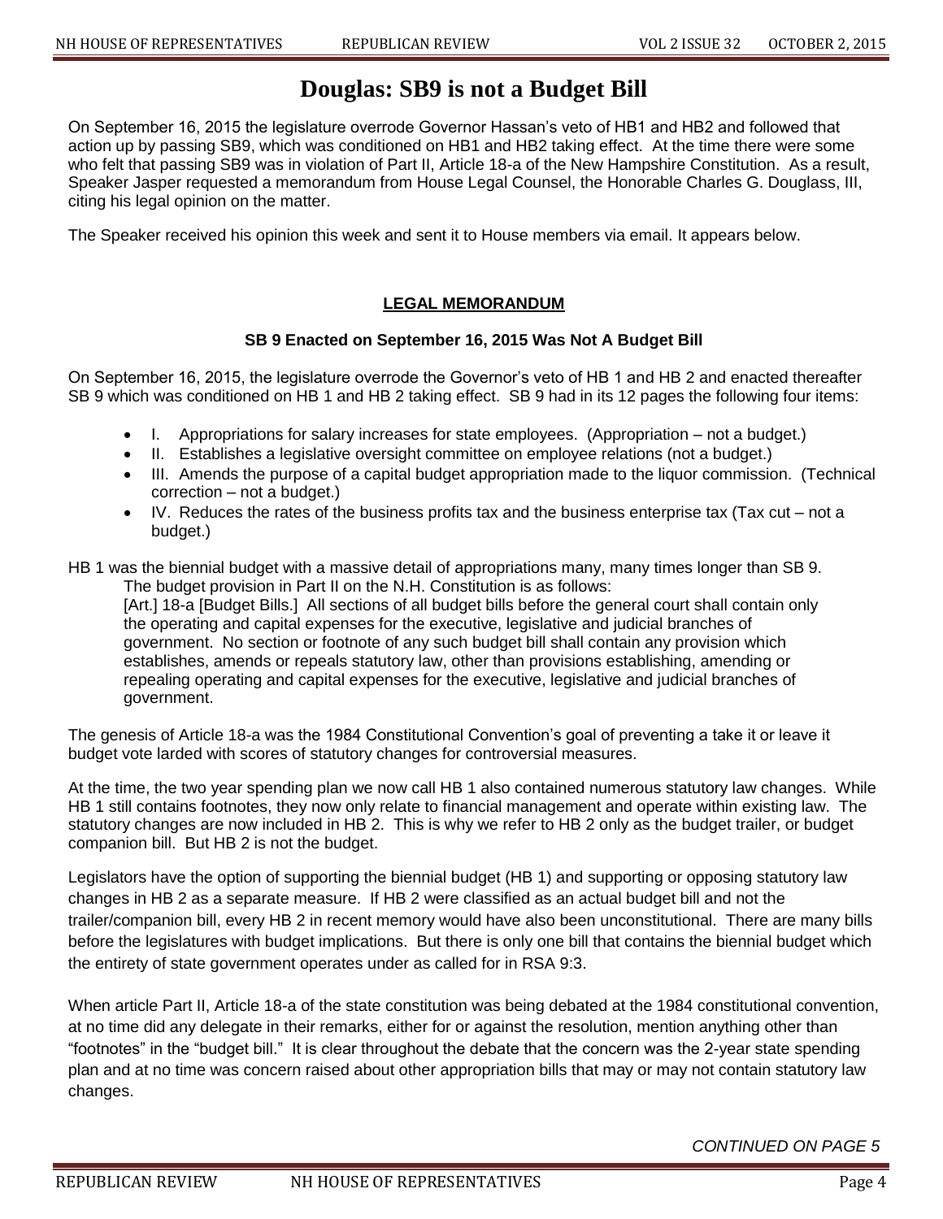# Douglas: SB9 is not a Budget Bill

On September 16, 2015 the legislature overrode Governor Hassan's veto of HB1 and HB2 and followed that action up by passing SB9, which was conditioned on HB1 and HB2 taking effect. At the time there were some who felt that passing SB9 was in violation of Part II, Article 18-a of the New Hampshire Constitution. As a result, Speaker Jasper requested a memorandum from House Legal Counsel, the Honorable Charles G. Douglass, III, citing his legal opinion on the matter.

The Speaker received his opinion this week and sent it to House members via email. It appears below.

## LEGAL MEMORANDUM

### SB 9 Enacted on September 16, 2015 Was Not A Budget Bill

On September 16, 2015, the legislature overrode the Governor's veto of HB 1 and HB 2 and enacted thereafter SB 9 which was conditioned on HB 1 and HB 2 taking effect. SB 9 had in its 12 pages the following four items:

- I. Appropriations for salary increases for state employees. (Appropriation – not a budget.)
- II. Establishes a legislative oversight committee on employee relations (not a budget.)
- III. Amends the purpose of a capital budget appropriation made to the liquor commission. (Technical correction – not a budget.)
- IV. Reduces the rates of the business profits tax and the business enterprise tax (Tax cut – not a budget.)

HB 1 was the biennial budget with a massive detail of appropriations many, many times longer than SB 9.

> The budget provision in Part II on the N.H. Constitution is as follows:
> [Art.] 18-a [Budget Bills.] All sections of all budget bills before the general court shall contain only the operating and capital expenses for the executive, legislative and judicial branches of government. No section or footnote of any such budget bill shall contain any provision which establishes, amends or repeals statutory law, other than provisions establishing, amending or repealing operating and capital expenses for the executive, legislative and judicial branches of government.

The genesis of Article 18-a was the 1984 Constitutional Convention's goal of preventing a take it or leave it budget vote larded with scores of statutory changes for controversial measures.

At the time, the two year spending plan we now call HB 1 also contained numerous statutory law changes. While HB 1 still contains footnotes, they now only relate to financial management and operate within existing law. The statutory changes are now included in HB 2. This is why we refer to HB 2 only as the budget trailer, or budget companion bill. But HB 2 is not the budget.

Legislators have the option of supporting the biennial budget (HB 1) and supporting or opposing statutory law changes in HB 2 as a separate measure. If HB 2 were classified as an actual budget bill and not the trailer/companion bill, every HB 2 in recent memory would have also been unconstitutional. There are many bills before the legislatures with budget implications. But there is only one bill that contains the biennial budget which the entirety of state government operates under as called for in RSA 9:3.

When article Part II, Article 18-a of the state constitution was being debated at the 1984 constitutional convention, at no time did any delegate in their remarks, either for or against the resolution, mention anything other than "footnotes" in the "budget bill." It is clear throughout the debate that the concern was the 2-year state spending plan and at no time was concern raised about other appropriation bills that may or may not contain statutory law changes.

*CONTINUED ON PAGE 5*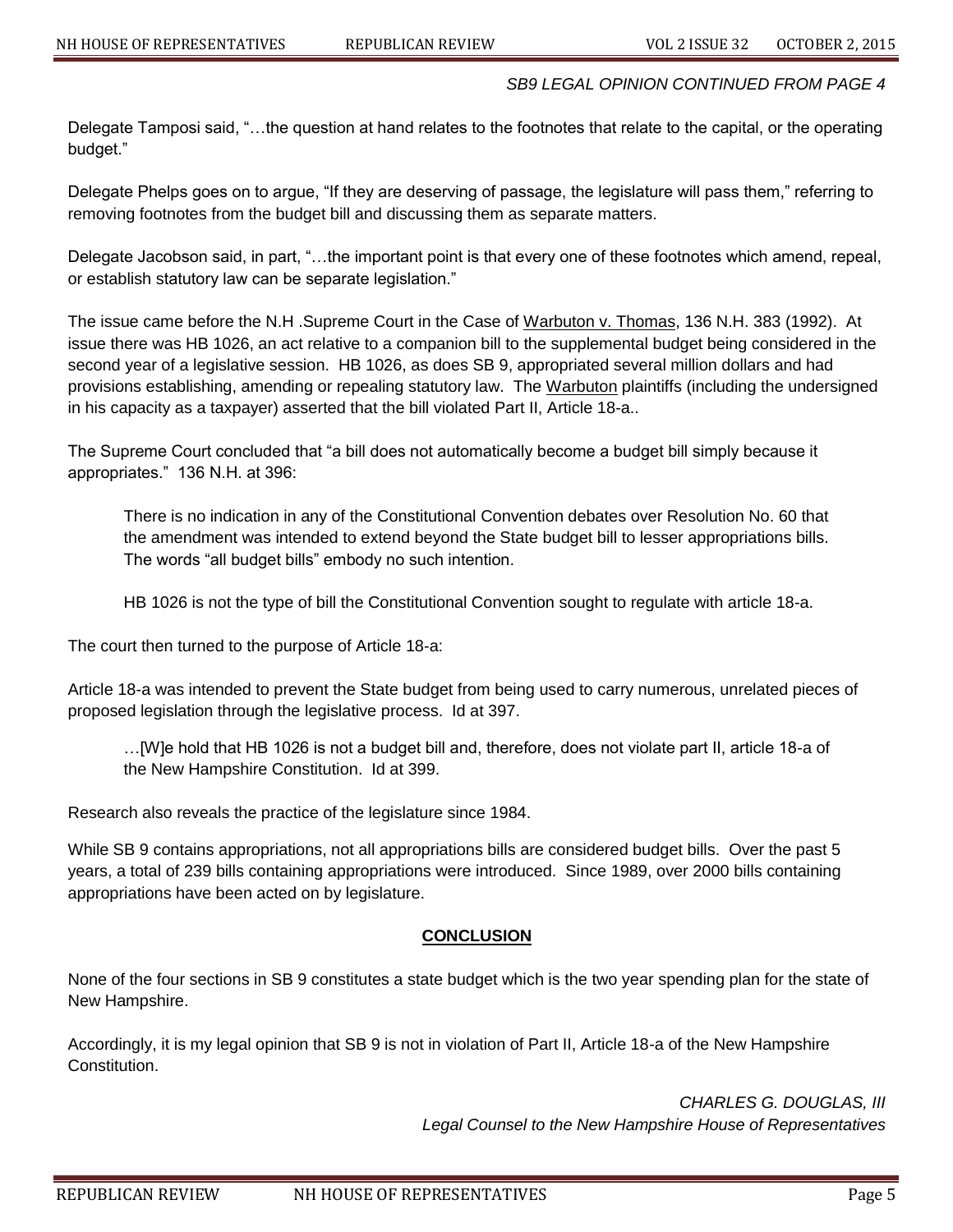*SB9 LEGAL OPINION CONTINUED FROM PAGE 4*

Delegate Tamposi said, "…the question at hand relates to the footnotes that relate to the capital, or the operating budget."

Delegate Phelps goes on to argue, "If they are deserving of passage, the legislature will pass them," referring to removing footnotes from the budget bill and discussing them as separate matters.

Delegate Jacobson said, in part, "…the important point is that every one of these footnotes which amend, repeal, or establish statutory law can be separate legislation."

The issue came before the N.H .Supreme Court in the Case of Warbuton v. Thomas, 136 N.H. 383 (1992). At issue there was HB 1026, an act relative to a companion bill to the supplemental budget being considered in the second year of a legislative session. HB 1026, as does SB 9, appropriated several million dollars and had provisions establishing, amending or repealing statutory law. The Warbuton plaintiffs (including the undersigned in his capacity as a taxpayer) asserted that the bill violated Part II, Article 18-a..

The Supreme Court concluded that "a bill does not automatically become a budget bill simply because it appropriates." 136 N.H. at 396:

> There is no indication in any of the Constitutional Convention debates over Resolution No. 60 that the amendment was intended to extend beyond the State budget bill to lesser appropriations bills. The words "all budget bills" embody no such intention.
>
> HB 1026 is not the type of bill the Constitutional Convention sought to regulate with article 18-a.

The court then turned to the purpose of Article 18-a:

Article 18-a was intended to prevent the State budget from being used to carry numerous, unrelated pieces of proposed legislation through the legislative process. Id at 397.

> …[W]e hold that HB 1026 is not a budget bill and, therefore, does not violate part II, article 18-a of the New Hampshire Constitution. Id at 399.

Research also reveals the practice of the legislature since 1984.

While SB 9 contains appropriations, not all appropriations bills are considered budget bills. Over the past 5 years, a total of 239 bills containing appropriations were introduced. Since 1989, over 2000 bills containing appropriations have been acted on by legislature.

## CONCLUSION

None of the four sections in SB 9 constitutes a state budget which is the two year spending plan for the state of New Hampshire.

Accordingly, it is my legal opinion that SB 9 is not in violation of Part II, Article 18-a of the New Hampshire Constitution.

*CHARLES G. DOUGLAS, III*
*Legal Counsel to the New Hampshire House of Representatives*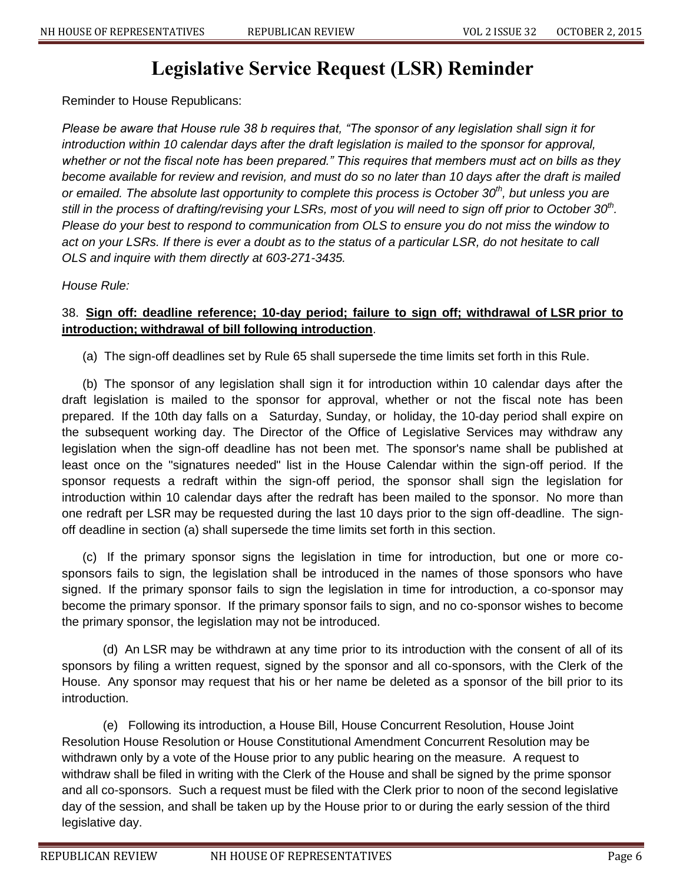# Legislative Service Request (LSR) Reminder

Reminder to House Republicans:

*Please be aware that House rule 38 b requires that, "The sponsor of any legislation shall sign it for introduction within 10 calendar days after the draft legislation is mailed to the sponsor for approval, whether or not the fiscal note has been prepared." This requires that members must act on bills as they become available for review and revision, and must do so no later than 10 days after the draft is mailed or emailed. The absolute last opportunity to complete this process is October 30th, but unless you are still in the process of drafting/revising your LSRs, most of you will need to sign off prior to October 30th. Please do your best to respond to communication from OLS to ensure you do not miss the window to act on your LSRs. If there is ever a doubt as to the status of a particular LSR, do not hesitate to call OLS and inquire with them directly at 603-271-3435.*

*House Rule:*

38. **Sign off: deadline reference; 10-day period; failure to sign off; withdrawal of LSR prior to introduction; withdrawal of bill following introduction**.

(a) The sign-off deadlines set by Rule 65 shall supersede the time limits set forth in this Rule.

(b) The sponsor of any legislation shall sign it for introduction within 10 calendar days after the draft legislation is mailed to the sponsor for approval, whether or not the fiscal note has been prepared. If the 10th day falls on a Saturday, Sunday, or holiday, the 10-day period shall expire on the subsequent working day. The Director of the Office of Legislative Services may withdraw any legislation when the sign-off deadline has not been met. The sponsor's name shall be published at least once on the "signatures needed" list in the House Calendar within the sign-off period. If the sponsor requests a redraft within the sign-off period, the sponsor shall sign the legislation for introduction within 10 calendar days after the redraft has been mailed to the sponsor. No more than one redraft per LSR may be requested during the last 10 days prior to the sign off-deadline. The sign-off deadline in section (a) shall supersede the time limits set forth in this section.

(c) If the primary sponsor signs the legislation in time for introduction, but one or more co-sponsors fails to sign, the legislation shall be introduced in the names of those sponsors who have signed. If the primary sponsor fails to sign the legislation in time for introduction, a co-sponsor may become the primary sponsor. If the primary sponsor fails to sign, and no co-sponsor wishes to become the primary sponsor, the legislation may not be introduced.

(d) An LSR may be withdrawn at any time prior to its introduction with the consent of all of its sponsors by filing a written request, signed by the sponsor and all co-sponsors, with the Clerk of the House. Any sponsor may request that his or her name be deleted as a sponsor of the bill prior to its introduction.

(e) Following its introduction, a House Bill, House Concurrent Resolution, House Joint Resolution House Resolution or House Constitutional Amendment Concurrent Resolution may be withdrawn only by a vote of the House prior to any public hearing on the measure. A request to withdraw shall be filed in writing with the Clerk of the House and shall be signed by the prime sponsor and all co-sponsors. Such a request must be filed with the Clerk prior to noon of the second legislative day of the session, and shall be taken up by the House prior to or during the early session of the third legislative day.